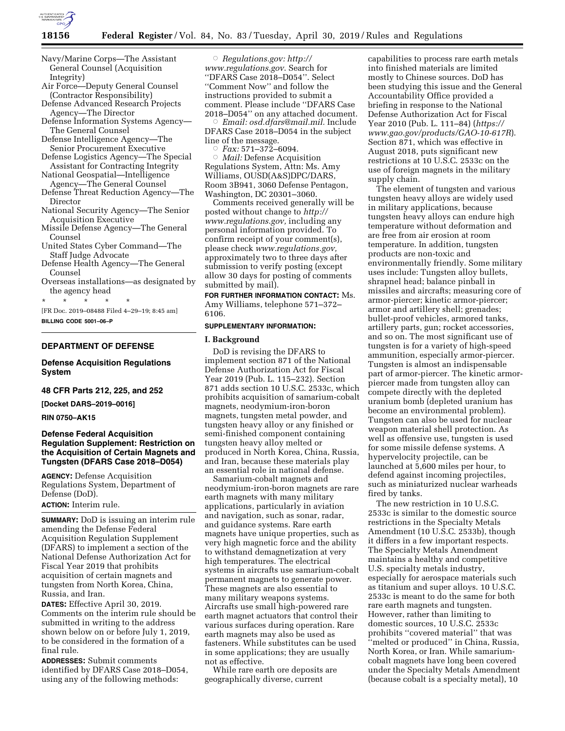Navy/Marine Corps—The Assistant General Counsel (Acquisition Integrity)
Air Force—Deputy General Counsel (Contractor Responsibility)
Defense Advanced Research Projects Agency—The Director
Defense Information Systems Agency—The General Counsel
Defense Intelligence Agency—The Senior Procurement Executive
Defense Logistics Agency—The Special Assistant for Contracting Integrity
National Geospatial—Intelligence Agency—The General Counsel
Defense Threat Reduction Agency—The Director
National Security Agency—The Senior Acquisition Executive
Missile Defense Agency—The General Counsel
United States Cyber Command—The Staff Judge Advocate
Defense Health Agency—The General Counsel
Overseas installations—as designated by the agency head

\* \* \* \* \*

[FR Doc. 2019–08488 Filed 4–29–19; 8:45 am]

**BILLING CODE 5001–06–P**

---

## DEPARTMENT OF DEFENSE

### Defense Acquisition Regulations System

### 48 CFR Parts 212, 225, and 252

**[Docket DARS–2019–0016]**

**RIN 0750–AK15**

### Defense Federal Acquisition Regulation Supplement: Restriction on the Acquisition of Certain Magnets and Tungsten (DFARS Case 2018–D054)

**AGENCY:** Defense Acquisition Regulations System, Department of Defense (DoD).

**ACTION:** Interim rule.

**SUMMARY:** DoD is issuing an interim rule amending the Defense Federal Acquisition Regulation Supplement (DFARS) to implement a section of the National Defense Authorization Act for Fiscal Year 2019 that prohibits acquisition of certain magnets and tungsten from North Korea, China, Russia, and Iran.

**DATES:** Effective April 30, 2019. Comments on the interim rule should be submitted in writing to the address shown below on or before July 1, 2019, to be considered in the formation of a final rule.

**ADDRESSES:** Submit comments identified by DFARS Case 2018–D054, using any of the following methods:

- *Regulations.gov: http://www.regulations.gov*. Search for "DFARS Case 2018–D054". Select "Comment Now" and follow the instructions provided to submit a comment. Please include "DFARS Case 2018–D054" on any attached document.
- *Email: osd.dfars@mail.mil.* Include DFARS Case 2018–D054 in the subject line of the message.
- *Fax:* 571–372–6094.
- *Mail:* Defense Acquisition Regulations System, Attn: Ms. Amy Williams, OUSD(A&S)DPC/DARS, Room 3B941, 3060 Defense Pentagon, Washington, DC 20301–3060.

Comments received generally will be posted without change to *http://www.regulations.gov,* including any personal information provided. To confirm receipt of your comment(s), please check *www.regulations.gov,* approximately two to three days after submission to verify posting (except allow 30 days for posting of comments submitted by mail).

**FOR FURTHER INFORMATION CONTACT:** Ms. Amy Williams, telephone 571–372–6106.

**SUPPLEMENTARY INFORMATION:**

**I. Background**

DoD is revising the DFARS to implement section 871 of the National Defense Authorization Act for Fiscal Year 2019 (Pub. L. 115–232). Section 871 adds section 10 U.S.C. 2533c, which prohibits acquisition of samarium-cobalt magnets, neodymium-iron-boron magnets, tungsten metal powder, and tungsten heavy alloy or any finished or semi-finished component containing tungsten heavy alloy melted or produced in North Korea, China, Russia, and Iran, because these materials play an essential role in national defense.

Samarium-cobalt magnets and neodymium-iron-boron magnets are rare earth magnets with many military applications, particularly in aviation and navigation, such as sonar, radar, and guidance systems. Rare earth magnets have unique properties, such as very high magnetic force and the ability to withstand demagnetization at very high temperatures. The electrical systems in aircrafts use samarium-cobalt permanent magnets to generate power. These magnets are also essential to many military weapons systems. Aircrafts use small high-powered rare earth magnet actuators that control their various surfaces during operation. Rare earth magnets may also be used as fasteners. While substitutes can be used in some applications; they are usually not as effective.

While rare earth ore deposits are geographically diverse, current capabilities to process rare earth metals into finished materials are limited mostly to Chinese sources. DoD has been studying this issue and the General Accountability Office provided a briefing in response to the National Defense Authorization Act for Fiscal Year 2010 (Pub. L. 111–84) (*https://www.gao.gov/products/GAO-10-617R*). Section 871, which was effective in August 2018, puts significant new restrictions at 10 U.S.C. 2533c on the use of foreign magnets in the military supply chain.

The element of tungsten and various tungsten heavy alloys are widely used in military applications, because tungsten heavy alloys can endure high temperature without deformation and are free from air erosion at room temperature. In addition, tungsten products are non-toxic and environmentally friendly. Some military uses include: Tungsten alloy bullets, shrapnel head; balance pinball in missiles and aircrafts; measuring core of armor-piercer; kinetic armor-piercer; armor and artillery shell; grenades; bullet-proof vehicles, armored tanks, artillery parts, gun; rocket accessories, and so on. The most significant use of tungsten is for a variety of high-speed ammunition, especially armor-piercer. Tungsten is almost an indispensable part of armor-piercer. The kinetic armor-piercer made from tungsten alloy can compete directly with the depleted uranium bomb (depleted uranium has become an environmental problem). Tungsten can also be used for nuclear weapon material shell protection. As well as offensive use, tungsten is used for some missile defense systems. A hypervelocity projectile, can be launched at 5,600 miles per hour, to defend against incoming projectiles, such as miniaturized nuclear warheads fired by tanks.

The new restriction in 10 U.S.C. 2533c is similar to the domestic source restrictions in the Specialty Metals Amendment (10 U.S.C. 2533b), though it differs in a few important respects. The Specialty Metals Amendment maintains a healthy and competitive U.S. specialty metals industry, especially for aerospace materials such as titanium and super alloys. 10 U.S.C. 2533c is meant to do the same for both rare earth magnets and tungsten. However, rather than limiting to domestic sources, 10 U.S.C. 2533c prohibits "covered material" that was "melted or produced" in China, Russia, North Korea, or Iran. While samarium-cobalt magnets have long been covered under the Specialty Metals Amendment (because cobalt is a specialty metal), 10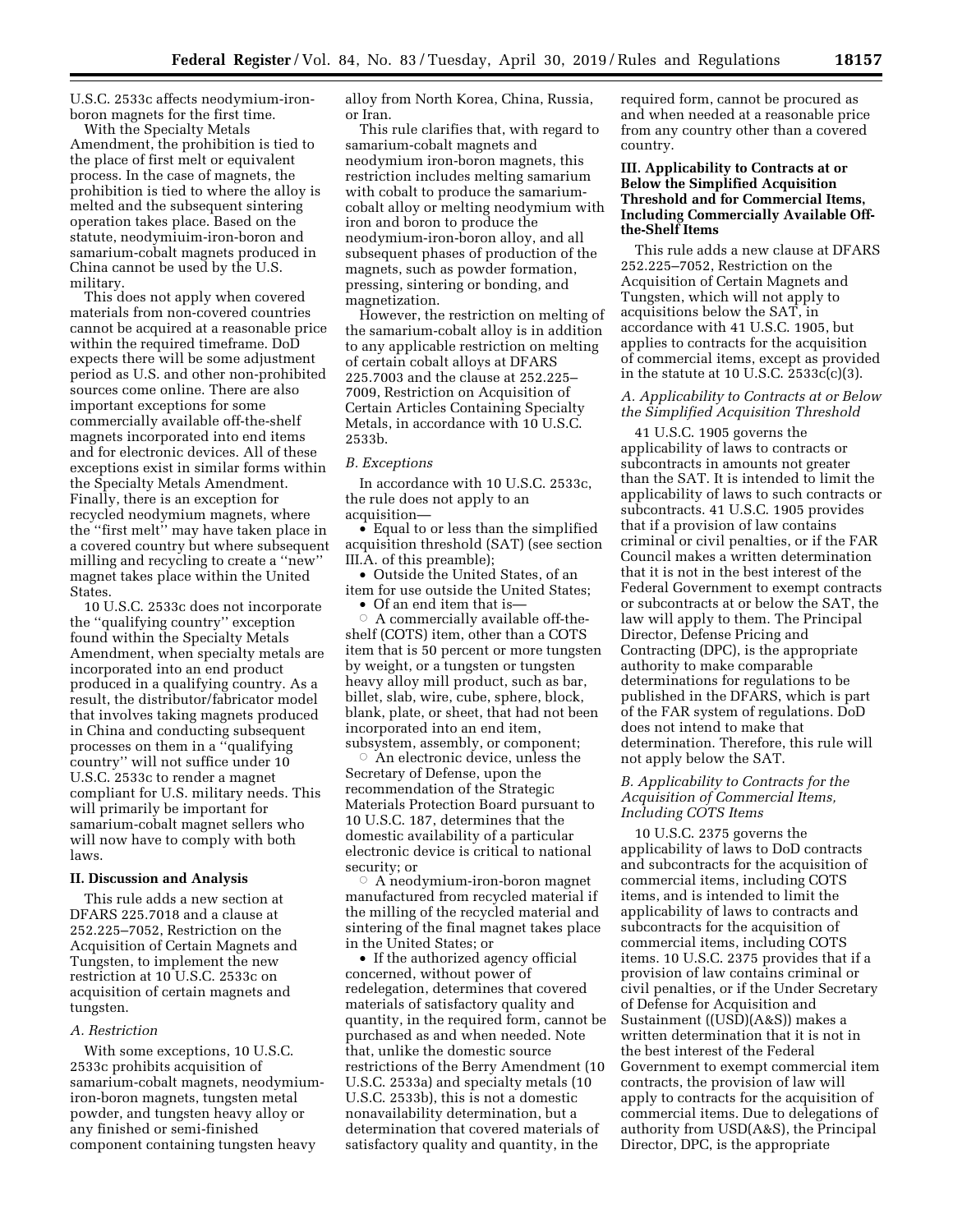U.S.C. 2533c affects neodymium-iron-boron magnets for the first time.

With the Specialty Metals Amendment, the prohibition is tied to the place of first melt or equivalent process. In the case of magnets, the prohibition is tied to where the alloy is melted and the subsequent sintering operation takes place. Based on the statute, neodymiuim-iron-boron and samarium-cobalt magnets produced in China cannot be used by the U.S. military.

This does not apply when covered materials from non-covered countries cannot be acquired at a reasonable price within the required timeframe. DoD expects there will be some adjustment period as U.S. and other non-prohibited sources come online. There are also important exceptions for some commercially available off-the-shelf magnets incorporated into end items and for electronic devices. All of these exceptions exist in similar forms within the Specialty Metals Amendment. Finally, there is an exception for recycled neodymium magnets, where the "first melt" may have taken place in a covered country but where subsequent milling and recycling to create a "new" magnet takes place within the United States.

10 U.S.C. 2533c does not incorporate the "qualifying country" exception found within the Specialty Metals Amendment, when specialty metals are incorporated into an end product produced in a qualifying country. As a result, the distributor/fabricator model that involves taking magnets produced in China and conducting subsequent processes on them in a "qualifying country" will not suffice under 10 U.S.C. 2533c to render a magnet compliant for U.S. military needs. This will primarily be important for samarium-cobalt magnet sellers who will now have to comply with both laws.

## II. Discussion and Analysis

This rule adds a new section at DFARS 225.7018 and a clause at 252.225–7052, Restriction on the Acquisition of Certain Magnets and Tungsten, to implement the new restriction at 10 U.S.C. 2533c on acquisition of certain magnets and tungsten.

### *A. Restriction*

With some exceptions, 10 U.S.C. 2533c prohibits acquisition of samarium-cobalt magnets, neodymium-iron-boron magnets, tungsten metal powder, and tungsten heavy alloy or any finished or semi-finished component containing tungsten heavy alloy from North Korea, China, Russia, or Iran.

This rule clarifies that, with regard to samarium-cobalt magnets and neodymium iron-boron magnets, this restriction includes melting samarium with cobalt to produce the samarium-cobalt alloy or melting neodymium with iron and boron to produce the neodymium-iron-boron alloy, and all subsequent phases of production of the magnets, such as powder formation, pressing, sintering or bonding, and magnetization.

However, the restriction on melting of the samarium-cobalt alloy is in addition to any applicable restriction on melting of certain cobalt alloys at DFARS 225.7003 and the clause at 252.225–7009, Restriction on Acquisition of Certain Articles Containing Specialty Metals, in accordance with 10 U.S.C. 2533b.

### *B. Exceptions*

In accordance with 10 U.S.C. 2533c, the rule does not apply to an acquisition—

- Equal to or less than the simplified acquisition threshold (SAT) (see section III.A. of this preamble);
- Outside the United States, of an item for use outside the United States;
- Of an end item that is—
  - A commercially available off-the-shelf (COTS) item, other than a COTS item that is 50 percent or more tungsten by weight, or a tungsten or tungsten heavy alloy mill product, such as bar, billet, slab, wire, cube, sphere, block, blank, plate, or sheet, that had not been incorporated into an end item, subsystem, assembly, or component;
  - An electronic device, unless the Secretary of Defense, upon the recommendation of the Strategic Materials Protection Board pursuant to 10 U.S.C. 187, determines that the domestic availability of a particular electronic device is critical to national security; or
  - A neodymium-iron-boron magnet manufactured from recycled material if the milling of the recycled material and sintering of the final magnet takes place in the United States; or
- If the authorized agency official concerned, without power of redelegation, determines that covered materials of satisfactory quality and quantity, in the required form, cannot be purchased as and when needed. Note that, unlike the domestic source restrictions of the Berry Amendment (10 U.S.C. 2533a) and specialty metals (10 U.S.C. 2533b), this is not a domestic nonavailability determination, but a determination that covered materials of satisfactory quality and quantity, in the required form, cannot be procured as and when needed at a reasonable price from any country other than a covered country.

## III. Applicability to Contracts at or Below the Simplified Acquisition Threshold and for Commercial Items, Including Commercially Available Off-the-Shelf Items

This rule adds a new clause at DFARS 252.225–7052, Restriction on the Acquisition of Certain Magnets and Tungsten, which will not apply to acquisitions below the SAT, in accordance with 41 U.S.C. 1905, but applies to contracts for the acquisition of commercial items, except as provided in the statute at 10 U.S.C. 2533c(c)(3).

### *A. Applicability to Contracts at or Below the Simplified Acquisition Threshold*

41 U.S.C. 1905 governs the applicability of laws to contracts or subcontracts in amounts not greater than the SAT. It is intended to limit the applicability of laws to such contracts or subcontracts. 41 U.S.C. 1905 provides that if a provision of law contains criminal or civil penalties, or if the FAR Council makes a written determination that it is not in the best interest of the Federal Government to exempt contracts or subcontracts at or below the SAT, the law will apply to them. The Principal Director, Defense Pricing and Contracting (DPC), is the appropriate authority to make comparable determinations for regulations to be published in the DFARS, which is part of the FAR system of regulations. DoD does not intend to make that determination. Therefore, this rule will not apply below the SAT.

### *B. Applicability to Contracts for the Acquisition of Commercial Items, Including COTS Items*

10 U.S.C. 2375 governs the applicability of laws to DoD contracts and subcontracts for the acquisition of commercial items, including COTS items, and is intended to limit the applicability of laws to contracts and subcontracts for the acquisition of commercial items, including COTS items. 10 U.S.C. 2375 provides that if a provision of law contains criminal or civil penalties, or if the Under Secretary of Defense for Acquisition and Sustainment ((USD)(A&S)) makes a written determination that it is not in the best interest of the Federal Government to exempt commercial item contracts, the provision of law will apply to contracts for the acquisition of commercial items. Due to delegations of authority from USD(A&S), the Principal Director, DPC, is the appropriate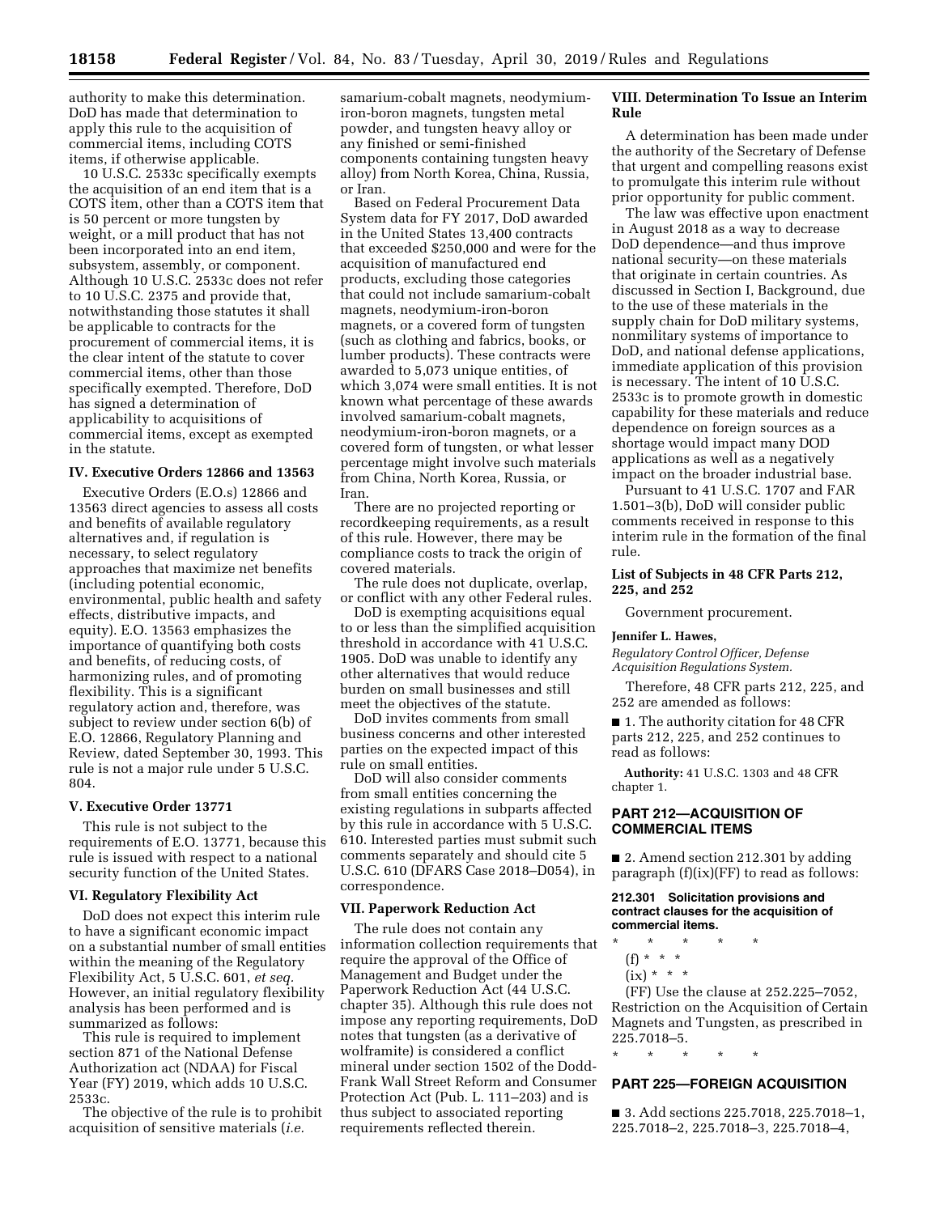authority to make this determination. DoD has made that determination to apply this rule to the acquisition of commercial items, including COTS items, if otherwise applicable.

10 U.S.C. 2533c specifically exempts the acquisition of an end item that is a COTS item, other than a COTS item that is 50 percent or more tungsten by weight, or a mill product that has not been incorporated into an end item, subsystem, assembly, or component. Although 10 U.S.C. 2533c does not refer to 10 U.S.C. 2375 and provide that, notwithstanding those statutes it shall be applicable to contracts for the procurement of commercial items, it is the clear intent of the statute to cover commercial items, other than those specifically exempted. Therefore, DoD has signed a determination of applicability to acquisitions of commercial items, except as exempted in the statute.

### IV. Executive Orders 12866 and 13563

Executive Orders (E.O.s) 12866 and 13563 direct agencies to assess all costs and benefits of available regulatory alternatives and, if regulation is necessary, to select regulatory approaches that maximize net benefits (including potential economic, environmental, public health and safety effects, distributive impacts, and equity). E.O. 13563 emphasizes the importance of quantifying both costs and benefits, of reducing costs, of harmonizing rules, and of promoting flexibility. This is a significant regulatory action and, therefore, was subject to review under section 6(b) of E.O. 12866, Regulatory Planning and Review, dated September 30, 1993. This rule is not a major rule under 5 U.S.C. 804.

### V. Executive Order 13771

This rule is not subject to the requirements of E.O. 13771, because this rule is issued with respect to a national security function of the United States.

### VI. Regulatory Flexibility Act

DoD does not expect this interim rule to have a significant economic impact on a substantial number of small entities within the meaning of the Regulatory Flexibility Act, 5 U.S.C. 601, *et seq.* However, an initial regulatory flexibility analysis has been performed and is summarized as follows:

This rule is required to implement section 871 of the National Defense Authorization act (NDAA) for Fiscal Year (FY) 2019, which adds 10 U.S.C. 2533c.

The objective of the rule is to prohibit acquisition of sensitive materials (*i.e.* samarium-cobalt magnets, neodymium-iron-boron magnets, tungsten metal powder, and tungsten heavy alloy or any finished or semi-finished components containing tungsten heavy alloy) from North Korea, China, Russia, or Iran.

Based on Federal Procurement Data System data for FY 2017, DoD awarded in the United States 13,400 contracts that exceeded $250,000 and were for the acquisition of manufactured end products, excluding those categories that could not include samarium-cobalt magnets, neodymium-iron-boron magnets, or a covered form of tungsten (such as clothing and fabrics, books, or lumber products). These contracts were awarded to 5,073 unique entities, of which 3,074 were small entities. It is not known what percentage of these awards involved samarium-cobalt magnets, neodymium-iron-boron magnets, or a covered form of tungsten, or what lesser percentage might involve such materials from China, North Korea, Russia, or Iran.

There are no projected reporting or recordkeeping requirements, as a result of this rule. However, there may be compliance costs to track the origin of covered materials.

The rule does not duplicate, overlap, or conflict with any other Federal rules.

DoD is exempting acquisitions equal to or less than the simplified acquisition threshold in accordance with 41 U.S.C. 1905. DoD was unable to identify any other alternatives that would reduce burden on small businesses and still meet the objectives of the statute.

DoD invites comments from small business concerns and other interested parties on the expected impact of this rule on small entities.

DoD will also consider comments from small entities concerning the existing regulations in subparts affected by this rule in accordance with 5 U.S.C. 610. Interested parties must submit such comments separately and should cite 5 U.S.C. 610 (DFARS Case 2018–D054), in correspondence.

### VII. Paperwork Reduction Act

The rule does not contain any information collection requirements that require the approval of the Office of Management and Budget under the Paperwork Reduction Act (44 U.S.C. chapter 35). Although this rule does not impose any reporting requirements, DoD notes that tungsten (as a derivative of wolframite) is considered a conflict mineral under section 1502 of the Dodd-Frank Wall Street Reform and Consumer Protection Act (Pub. L. 111–203) and is thus subject to associated reporting requirements reflected therein.

### VIII. Determination To Issue an Interim Rule

A determination has been made under the authority of the Secretary of Defense that urgent and compelling reasons exist to promulgate this interim rule without prior opportunity for public comment.

The law was effective upon enactment in August 2018 as a way to decrease DoD dependence—and thus improve national security—on these materials that originate in certain countries. As discussed in Section I, Background, due to the use of these materials in the supply chain for DoD military systems, nonmilitary systems of importance to DoD, and national defense applications, immediate application of this provision is necessary. The intent of 10 U.S.C. 2533c is to promote growth in domestic capability for these materials and reduce dependence on foreign sources as a shortage would impact many DOD applications as well as a negatively impact on the broader industrial base.

Pursuant to 41 U.S.C. 1707 and FAR 1.501–3(b), DoD will consider public comments received in response to this interim rule in the formation of the final rule.

### List of Subjects in 48 CFR Parts 212, 225, and 252

Government procurement.

**Jennifer L. Hawes,**

*Regulatory Control Officer, Defense Acquisition Regulations System.*

Therefore, 48 CFR parts 212, 225, and 252 are amended as follows:

■ 1. The authority citation for 48 CFR parts 212, 225, and 252 continues to read as follows:

**Authority:** 41 U.S.C. 1303 and 48 CFR chapter 1.

## PART 212—ACQUISITION OF COMMERCIAL ITEMS

■ 2. Amend section 212.301 by adding paragraph (f)(ix)(FF) to read as follows:

**212.301 Solicitation provisions and contract clauses for the acquisition of commercial items.**

\* \* \* \* \*

(f) \* \* \*

(ix) \* \* \*

(FF) Use the clause at 252.225–7052, Restriction on the Acquisition of Certain Magnets and Tungsten, as prescribed in 225.7018–5.

\* \* \* \* \*

## PART 225—FOREIGN ACQUISITION

■ 3. Add sections 225.7018, 225.7018–1, 225.7018–2, 225.7018–3, 225.7018–4,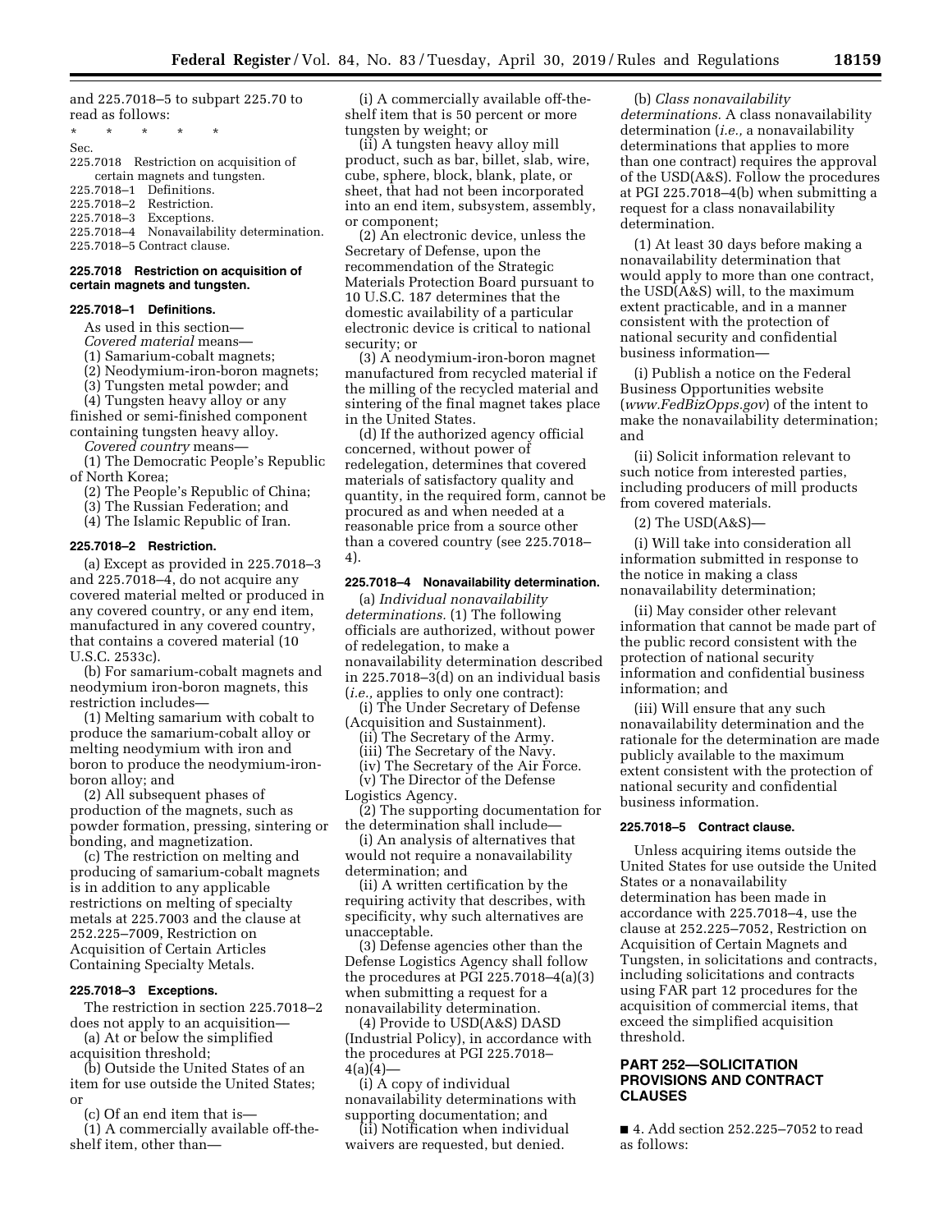and 225.7018–5 to subpart 225.70 to read as follows:

\* \* \* \* \*

Sec.

225.7018 Restriction on acquisition of certain magnets and tungsten.

225.7018–1 Definitions.

225.7018–2 Restriction.

225.7018–3 Exceptions.

225.7018–4 Nonavailability determination.

225.7018–5 Contract clause.

### 225.7018 Restriction on acquisition of certain magnets and tungsten.

#### 225.7018–1 Definitions.

As used in this section—

*Covered material* means—

(1) Samarium-cobalt magnets;

(2) Neodymium-iron-boron magnets;

(3) Tungsten metal powder; and

(4) Tungsten heavy alloy or any finished or semi-finished component containing tungsten heavy alloy.

*Covered country* means—

(1) The Democratic People's Republic of North Korea;

(2) The People's Republic of China;

(3) The Russian Federation; and

(4) The Islamic Republic of Iran.

#### 225.7018–2 Restriction.

(a) Except as provided in 225.7018–3 and 225.7018–4, do not acquire any covered material melted or produced in any covered country, or any end item, manufactured in any covered country, that contains a covered material (10 U.S.C. 2533c).

(b) For samarium-cobalt magnets and neodymium iron-boron magnets, this restriction includes—

(1) Melting samarium with cobalt to produce the samarium-cobalt alloy or melting neodymium with iron and boron to produce the neodymium-iron-boron alloy; and

(2) All subsequent phases of production of the magnets, such as powder formation, pressing, sintering or bonding, and magnetization.

(c) The restriction on melting and producing of samarium-cobalt magnets is in addition to any applicable restrictions on melting of specialty metals at 225.7003 and the clause at 252.225–7009, Restriction on Acquisition of Certain Articles Containing Specialty Metals.

#### 225.7018–3 Exceptions.

The restriction in section 225.7018–2 does not apply to an acquisition—

(a) At or below the simplified acquisition threshold;

(b) Outside the United States of an item for use outside the United States; or

(c) Of an end item that is—

(1) A commercially available off-the-shelf item, other than—

(i) A commercially available off-the-shelf item that is 50 percent or more tungsten by weight; or

(ii) A tungsten heavy alloy mill product, such as bar, billet, slab, wire, cube, sphere, block, blank, plate, or sheet, that had not been incorporated into an end item, subsystem, assembly, or component;

(2) An electronic device, unless the Secretary of Defense, upon the recommendation of the Strategic Materials Protection Board pursuant to 10 U.S.C. 187 determines that the domestic availability of a particular electronic device is critical to national security; or

(3) A neodymium-iron-boron magnet manufactured from recycled material if the milling of the recycled material and sintering of the final magnet takes place in the United States.

(d) If the authorized agency official concerned, without power of redelegation, determines that covered materials of satisfactory quality and quantity, in the required form, cannot be procured as and when needed at a reasonable price from a source other than a covered country (see 225.7018–4).

#### 225.7018–4 Nonavailability determination.

(a) *Individual nonavailability determinations.* (1) The following officials are authorized, without power of redelegation, to make a nonavailability determination described in 225.7018–3(d) on an individual basis (*i.e.,* applies to only one contract):

(i) The Under Secretary of Defense (Acquisition and Sustainment).

(ii) The Secretary of the Army.

(iii) The Secretary of the Navy.

(iv) The Secretary of the Air Force.

(v) The Director of the Defense Logistics Agency.

(2) The supporting documentation for the determination shall include—

(i) An analysis of alternatives that would not require a nonavailability determination; and

(ii) A written certification by the requiring activity that describes, with specificity, why such alternatives are unacceptable.

(3) Defense agencies other than the Defense Logistics Agency shall follow the procedures at PGI 225.7018–4(a)(3) when submitting a request for a nonavailability determination.

(4) Provide to USD(A&S) DASD (Industrial Policy), in accordance with the procedures at PGI 225.7018–4(a)(4)—

(i) A copy of individual nonavailability determinations with supporting documentation; and

(ii) Notification when individual waivers are requested, but denied.

(b) *Class nonavailability determinations.* A class nonavailability determination (*i.e.,* a nonavailability determinations that applies to more than one contract) requires the approval of the USD(A&S). Follow the procedures at PGI 225.7018–4(b) when submitting a request for a class nonavailability determination.

(1) At least 30 days before making a nonavailability determination that would apply to more than one contract, the USD(A&S) will, to the maximum extent practicable, and in a manner consistent with the protection of national security and confidential business information—

(i) Publish a notice on the Federal Business Opportunities website (*www.FedBizOpps.gov*) of the intent to make the nonavailability determination; and

(ii) Solicit information relevant to such notice from interested parties, including producers of mill products from covered materials.

(2) The USD(A&S)—

(i) Will take into consideration all information submitted in response to the notice in making a class nonavailability determination;

(ii) May consider other relevant information that cannot be made part of the public record consistent with the protection of national security information and confidential business information; and

(iii) Will ensure that any such nonavailability determination and the rationale for the determination are made publicly available to the maximum extent consistent with the protection of national security and confidential business information.

#### 225.7018–5 Contract clause.

Unless acquiring items outside the United States for use outside the United States or a nonavailability determination has been made in accordance with 225.7018–4, use the clause at 252.225–7052, Restriction on Acquisition of Certain Magnets and Tungsten, in solicitations and contracts, including solicitations and contracts using FAR part 12 procedures for the acquisition of commercial items, that exceed the simplified acquisition threshold.

## PART 252—SOLICITATION PROVISIONS AND CONTRACT CLAUSES

■ 4. Add section 252.225–7052 to read as follows: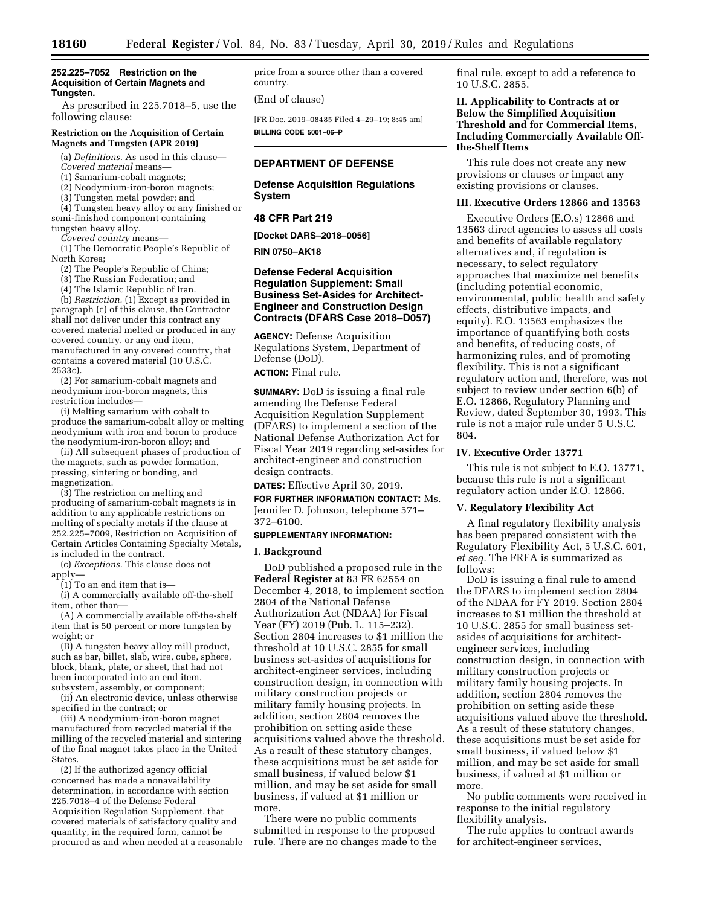#### 252.225–7052 Restriction on the Acquisition of Certain Magnets and Tungsten.

As prescribed in 225.7018–5, use the following clause:

**Restriction on the Acquisition of Certain Magnets and Tungsten (APR 2019)**

(a) *Definitions.* As used in this clause—

*Covered material* means—

(1) Samarium-cobalt magnets;

(2) Neodymium-iron-boron magnets;

(3) Tungsten metal powder; and

(4) Tungsten heavy alloy or any finished or semi-finished component containing tungsten heavy alloy.

*Covered country* means—

(1) The Democratic People's Republic of North Korea;

(2) The People's Republic of China;

(3) The Russian Federation; and

(4) The Islamic Republic of Iran.

(b) *Restriction.* (1) Except as provided in paragraph (c) of this clause, the Contractor shall not deliver under this contract any covered material melted or produced in any covered country, or any end item, manufactured in any covered country, that contains a covered material (10 U.S.C. 2533c).

(2) For samarium-cobalt magnets and neodymium iron-boron magnets, this restriction includes—

(i) Melting samarium with cobalt to produce the samarium-cobalt alloy or melting neodymium with iron and boron to produce the neodymium-iron-boron alloy; and

(ii) All subsequent phases of production of the magnets, such as powder formation, pressing, sintering or bonding, and magnetization.

(3) The restriction on melting and producing of samarium-cobalt magnets is in addition to any applicable restrictions on melting of specialty metals if the clause at 252.225–7009, Restriction on Acquisition of Certain Articles Containing Specialty Metals, is included in the contract.

(c) *Exceptions.* This clause does not apply—

(1) To an end item that is—

(i) A commercially available off-the-shelf item, other than—

(A) A commercially available off-the-shelf item that is 50 percent or more tungsten by weight; or

(B) A tungsten heavy alloy mill product, such as bar, billet, slab, wire, cube, sphere, block, blank, plate, or sheet, that had not been incorporated into an end item, subsystem, assembly, or component;

(ii) An electronic device, unless otherwise specified in the contract; or

(iii) A neodymium-iron-boron magnet manufactured from recycled material if the milling of the recycled material and sintering of the final magnet takes place in the United States.

(2) If the authorized agency official concerned has made a nonavailability determination, in accordance with section 225.7018–4 of the Defense Federal Acquisition Regulation Supplement, that covered materials of satisfactory quality and quantity, in the required form, cannot be procured as and when needed at a reasonable price from a source other than a covered country.

(End of clause)

[FR Doc. 2019–08485 Filed 4–29–19; 8:45 am]

**BILLING CODE 5001–06–P**

---

## DEPARTMENT OF DEFENSE

### Defense Acquisition Regulations System

### 48 CFR Part 219

**[Docket DARS–2018–0056]**

**RIN 0750–AK18**

### Defense Federal Acquisition Regulation Supplement: Small Business Set-Asides for Architect-Engineer and Construction Design Contracts (DFARS Case 2018–D057)

**AGENCY:** Defense Acquisition Regulations System, Department of Defense (DoD).

**ACTION:** Final rule.

**SUMMARY:** DoD is issuing a final rule amending the Defense Federal Acquisition Regulation Supplement (DFARS) to implement a section of the National Defense Authorization Act for Fiscal Year 2019 regarding set-asides for architect-engineer and construction design contracts.

**DATES:** Effective April 30, 2019.

**FOR FURTHER INFORMATION CONTACT:** Ms. Jennifer D. Johnson, telephone 571–372–6100.

**SUPPLEMENTARY INFORMATION:**

#### I. Background

DoD published a proposed rule in the **Federal Register** at 83 FR 62554 on December 4, 2018, to implement section 2804 of the National Defense Authorization Act (NDAA) for Fiscal Year (FY) 2019 (Pub. L. 115–232). Section 2804 increases to $1 million the threshold at 10 U.S.C. 2855 for small business set-asides of acquisitions for architect-engineer services, including construction design, in connection with military construction projects or military family housing projects. In addition, section 2804 removes the prohibition on setting aside these acquisitions valued above the threshold. As a result of these statutory changes, these acquisitions must be set aside for small business, if valued below $1 million, and may be set aside for small business, if valued at $1 million or more.

There were no public comments submitted in response to the proposed rule. There are no changes made to the final rule, except to add a reference to 10 U.S.C. 2855.

#### II. Applicability to Contracts at or Below the Simplified Acquisition Threshold and for Commercial Items, Including Commercially Available Off-the-Shelf Items

This rule does not create any new provisions or clauses or impact any existing provisions or clauses.

#### III. Executive Orders 12866 and 13563

Executive Orders (E.O.s) 12866 and 13563 direct agencies to assess all costs and benefits of available regulatory alternatives and, if regulation is necessary, to select regulatory approaches that maximize net benefits (including potential economic, environmental, public health and safety effects, distributive impacts, and equity). E.O. 13563 emphasizes the importance of quantifying both costs and benefits, of reducing costs, of harmonizing rules, and of promoting flexibility. This is not a significant regulatory action and, therefore, was not subject to review under section 6(b) of E.O. 12866, Regulatory Planning and Review, dated September 30, 1993. This rule is not a major rule under 5 U.S.C. 804.

#### IV. Executive Order 13771

This rule is not subject to E.O. 13771, because this rule is not a significant regulatory action under E.O. 12866.

#### V. Regulatory Flexibility Act

A final regulatory flexibility analysis has been prepared consistent with the Regulatory Flexibility Act, 5 U.S.C. 601, *et seq.* The FRFA is summarized as follows:

DoD is issuing a final rule to amend the DFARS to implement section 2804 of the NDAA for FY 2019. Section 2804 increases to $1 million the threshold at 10 U.S.C. 2855 for small business set-asides of acquisitions for architect-engineer services, including construction design, in connection with military construction projects or military family housing projects. In addition, section 2804 removes the prohibition on setting aside these acquisitions valued above the threshold. As a result of these statutory changes, these acquisitions must be set aside for small business, if valued below $1 million, and may be set aside for small business, if valued at $1 million or more.

No public comments were received in response to the initial regulatory flexibility analysis.

The rule applies to contract awards for architect-engineer services,